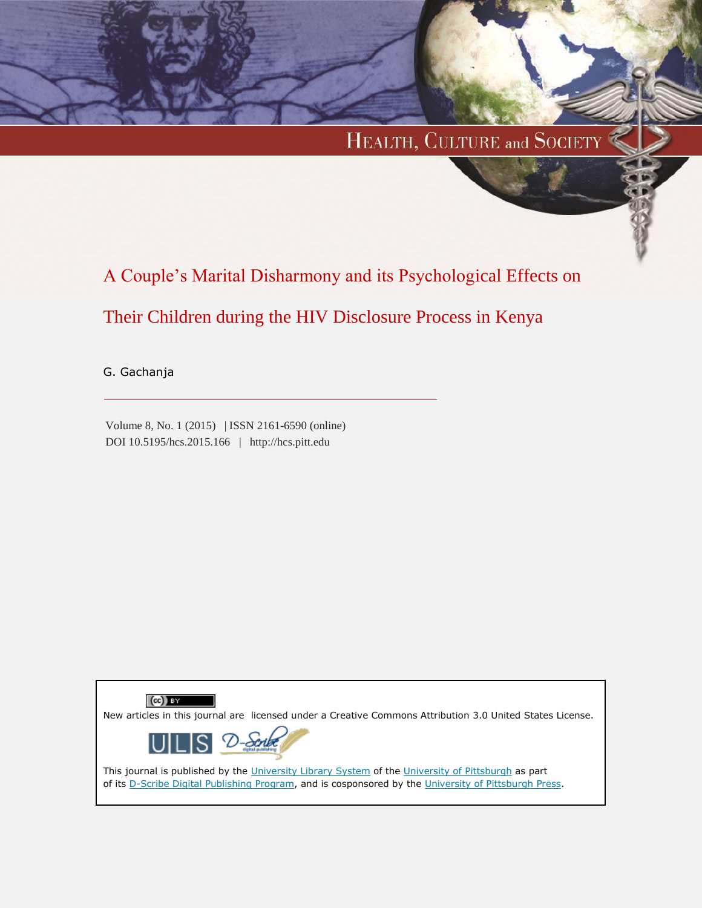Health, Culture and Society

# A Couple's Marital Disharmony and its Psychological Effects on Their Children during the HIV Disclosure Process in Kenya

G. Gachanja

Volume 8, No. 1 (2015) | ISSN 2161-6590 (online)
DOI 10.5195/hcs.2015.166 | http://hcs.pitt.edu

New articles in this journal are licensed under a Creative Commons Attribution 3.0 United States License.

This journal is published by the University Library System of the University of Pittsburgh as part of its D-Scribe Digital Publishing Program, and is cosponsored by the University of Pittsburgh Press.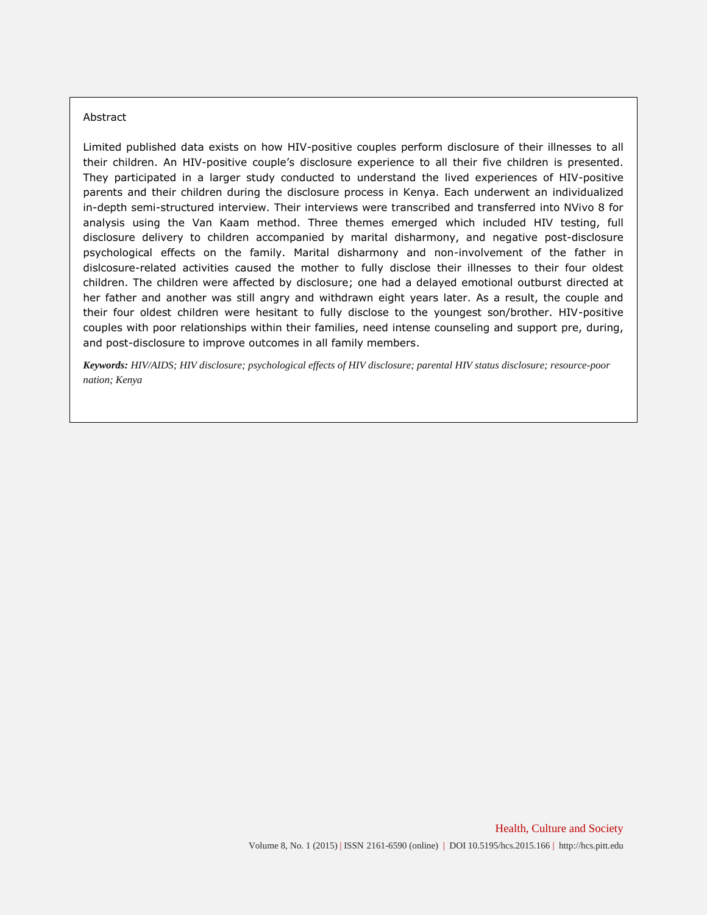## Abstract

Limited published data exists on how HIV-positive couples perform disclosure of their illnesses to all their children. An HIV-positive couple's disclosure experience to all their five children is presented. They participated in a larger study conducted to understand the lived experiences of HIV-positive parents and their children during the disclosure process in Kenya. Each underwent an individualized in-depth semi-structured interview. Their interviews were transcribed and transferred into NVivo 8 for analysis using the Van Kaam method. Three themes emerged which included HIV testing, full disclosure delivery to children accompanied by marital disharmony, and negative post-disclosure psychological effects on the family. Marital disharmony and non-involvement of the father in dislcosure-related activities caused the mother to fully disclose their illnesses to their four oldest children. The children were affected by disclosure; one had a delayed emotional outburst directed at her father and another was still angry and withdrawn eight years later. As a result, the couple and their four oldest children were hesitant to fully disclose to the youngest son/brother. HIV-positive couples with poor relationships within their families, need intense counseling and support pre, during, and post-disclosure to improve outcomes in all family members.

***Keywords:*** *HIV/AIDS; HIV disclosure; psychological effects of HIV disclosure; parental HIV status disclosure; resource-poor nation; Kenya*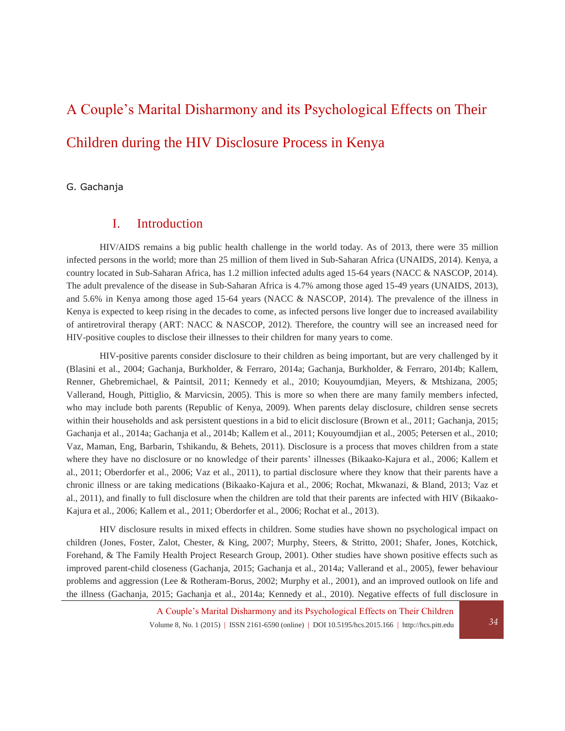# A Couple's Marital Disharmony and its Psychological Effects on Their Children during the HIV Disclosure Process in Kenya

G. Gachanja

## I. Introduction

HIV/AIDS remains a big public health challenge in the world today. As of 2013, there were 35 million infected persons in the world; more than 25 million of them lived in Sub-Saharan Africa (UNAIDS, 2014). Kenya, a country located in Sub-Saharan Africa, has 1.2 million infected adults aged 15-64 years (NACC & NASCOP, 2014). The adult prevalence of the disease in Sub-Saharan Africa is 4.7% among those aged 15-49 years (UNAIDS, 2013), and 5.6% in Kenya among those aged 15-64 years (NACC & NASCOP, 2014). The prevalence of the illness in Kenya is expected to keep rising in the decades to come, as infected persons live longer due to increased availability of antiretroviral therapy (ART: NACC & NASCOP, 2012). Therefore, the country will see an increased need for HIV-positive couples to disclose their illnesses to their children for many years to come.

HIV-positive parents consider disclosure to their children as being important, but are very challenged by it (Blasini et al., 2004; Gachanja, Burkholder, & Ferraro, 2014a; Gachanja, Burkholder, & Ferraro, 2014b; Kallem, Renner, Ghebremichael, & Paintsil, 2011; Kennedy et al., 2010; Kouyoumdjian, Meyers, & Mtshizana, 2005; Vallerand, Hough, Pittiglio, & Marvicsin, 2005). This is more so when there are many family members infected, who may include both parents (Republic of Kenya, 2009). When parents delay disclosure, children sense secrets within their households and ask persistent questions in a bid to elicit disclosure (Brown et al., 2011; Gachanja, 2015; Gachanja et al., 2014a; Gachanja et al., 2014b; Kallem et al., 2011; Kouyoumdjian et al., 2005; Petersen et al., 2010; Vaz, Maman, Eng, Barbarin, Tshikandu, & Behets, 2011). Disclosure is a process that moves children from a state where they have no disclosure or no knowledge of their parents' illnesses (Bikaako-Kajura et al., 2006; Kallem et al., 2011; Oberdorfer et al., 2006; Vaz et al., 2011), to partial disclosure where they know that their parents have a chronic illness or are taking medications (Bikaako-Kajura et al., 2006; Rochat, Mkwanazi, & Bland, 2013; Vaz et al., 2011), and finally to full disclosure when the children are told that their parents are infected with HIV (Bikaako-Kajura et al., 2006; Kallem et al., 2011; Oberdorfer et al., 2006; Rochat et al., 2013).

HIV disclosure results in mixed effects in children. Some studies have shown no psychological impact on children (Jones, Foster, Zalot, Chester, & King, 2007; Murphy, Steers, & Stritto, 2001; Shafer, Jones, Kotchick, Forehand, & The Family Health Project Research Group, 2001). Other studies have shown positive effects such as improved parent-child closeness (Gachanja, 2015; Gachanja et al., 2014a; Vallerand et al., 2005), fewer behaviour problems and aggression (Lee & Rotheram-Borus, 2002; Murphy et al., 2001), and an improved outlook on life and the illness (Gachanja, 2015; Gachanja et al., 2014a; Kennedy et al., 2010). Negative effects of full disclosure in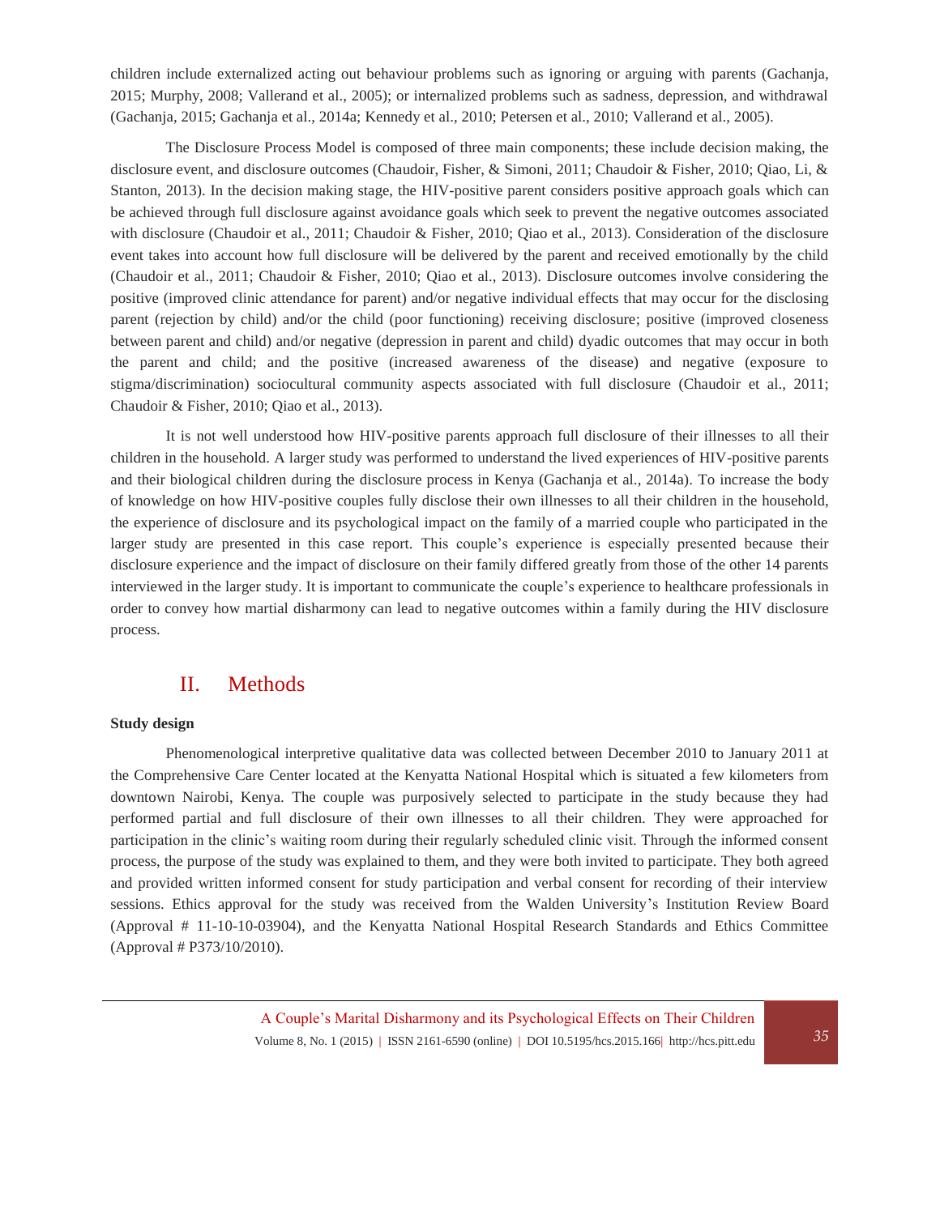children include externalized acting out behaviour problems such as ignoring or arguing with parents (Gachanja, 2015; Murphy, 2008; Vallerand et al., 2005); or internalized problems such as sadness, depression, and withdrawal (Gachanja, 2015; Gachanja et al., 2014a; Kennedy et al., 2010; Petersen et al., 2010; Vallerand et al., 2005).

The Disclosure Process Model is composed of three main components; these include decision making, the disclosure event, and disclosure outcomes (Chaudoir, Fisher, & Simoni, 2011; Chaudoir & Fisher, 2010; Qiao, Li, & Stanton, 2013). In the decision making stage, the HIV-positive parent considers positive approach goals which can be achieved through full disclosure against avoidance goals which seek to prevent the negative outcomes associated with disclosure (Chaudoir et al., 2011; Chaudoir & Fisher, 2010; Qiao et al., 2013). Consideration of the disclosure event takes into account how full disclosure will be delivered by the parent and received emotionally by the child (Chaudoir et al., 2011; Chaudoir & Fisher, 2010; Qiao et al., 2013). Disclosure outcomes involve considering the positive (improved clinic attendance for parent) and/or negative individual effects that may occur for the disclosing parent (rejection by child) and/or the child (poor functioning) receiving disclosure; positive (improved closeness between parent and child) and/or negative (depression in parent and child) dyadic outcomes that may occur in both the parent and child; and the positive (increased awareness of the disease) and negative (exposure to stigma/discrimination) sociocultural community aspects associated with full disclosure (Chaudoir et al., 2011; Chaudoir & Fisher, 2010; Qiao et al., 2013).

It is not well understood how HIV-positive parents approach full disclosure of their illnesses to all their children in the household. A larger study was performed to understand the lived experiences of HIV-positive parents and their biological children during the disclosure process in Kenya (Gachanja et al., 2014a). To increase the body of knowledge on how HIV-positive couples fully disclose their own illnesses to all their children in the household, the experience of disclosure and its psychological impact on the family of a married couple who participated in the larger study are presented in this case report. This couple's experience is especially presented because their disclosure experience and the impact of disclosure on their family differed greatly from those of the other 14 parents interviewed in the larger study. It is important to communicate the couple's experience to healthcare professionals in order to convey how martial disharmony can lead to negative outcomes within a family during the HIV disclosure process.

## II. Methods

**Study design**

Phenomenological interpretive qualitative data was collected between December 2010 to January 2011 at the Comprehensive Care Center located at the Kenyatta National Hospital which is situated a few kilometers from downtown Nairobi, Kenya. The couple was purposively selected to participate in the study because they had performed partial and full disclosure of their own illnesses to all their children. They were approached for participation in the clinic's waiting room during their regularly scheduled clinic visit. Through the informed consent process, the purpose of the study was explained to them, and they were both invited to participate. They both agreed and provided written informed consent for study participation and verbal consent for recording of their interview sessions. Ethics approval for the study was received from the Walden University's Institution Review Board (Approval # 11-10-10-03904), and the Kenyatta National Hospital Research Standards and Ethics Committee (Approval # P373/10/2010).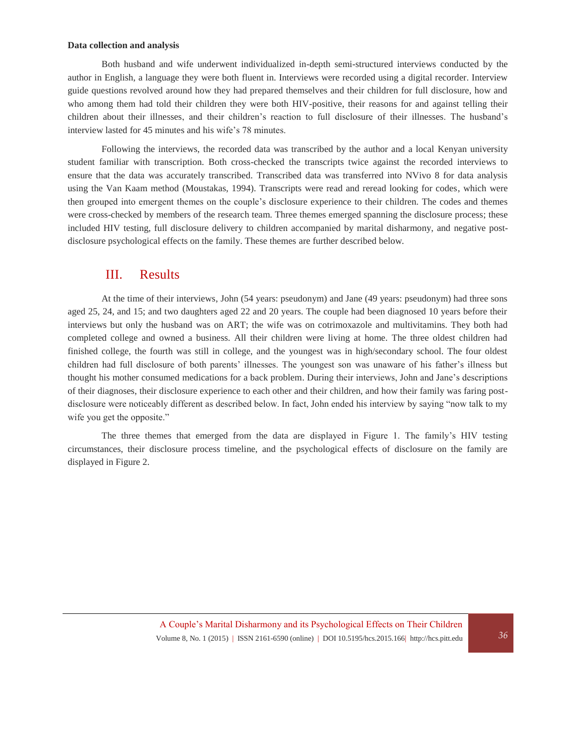**Data collection and analysis**

Both husband and wife underwent individualized in-depth semi-structured interviews conducted by the author in English, a language they were both fluent in. Interviews were recorded using a digital recorder. Interview guide questions revolved around how they had prepared themselves and their children for full disclosure, how and who among them had told their children they were both HIV-positive, their reasons for and against telling their children about their illnesses, and their children's reaction to full disclosure of their illnesses. The husband's interview lasted for 45 minutes and his wife's 78 minutes.

Following the interviews, the recorded data was transcribed by the author and a local Kenyan university student familiar with transcription. Both cross-checked the transcripts twice against the recorded interviews to ensure that the data was accurately transcribed. Transcribed data was transferred into NVivo 8 for data analysis using the Van Kaam method (Moustakas, 1994). Transcripts were read and reread looking for codes, which were then grouped into emergent themes on the couple's disclosure experience to their children. The codes and themes were cross-checked by members of the research team. Three themes emerged spanning the disclosure process; these included HIV testing, full disclosure delivery to children accompanied by marital disharmony, and negative post-disclosure psychological effects on the family. These themes are further described below.

## III. Results

At the time of their interviews, John (54 years: pseudonym) and Jane (49 years: pseudonym) had three sons aged 25, 24, and 15; and two daughters aged 22 and 20 years. The couple had been diagnosed 10 years before their interviews but only the husband was on ART; the wife was on cotrimoxazole and multivitamins. They both had completed college and owned a business. All their children were living at home. The three oldest children had finished college, the fourth was still in college, and the youngest was in high/secondary school. The four oldest children had full disclosure of both parents' illnesses. The youngest son was unaware of his father's illness but thought his mother consumed medications for a back problem. During their interviews, John and Jane's descriptions of their diagnoses, their disclosure experience to each other and their children, and how their family was faring post-disclosure were noticeably different as described below. In fact, John ended his interview by saying "now talk to my wife you get the opposite."

The three themes that emerged from the data are displayed in Figure 1. The family's HIV testing circumstances, their disclosure process timeline, and the psychological effects of disclosure on the family are displayed in Figure 2.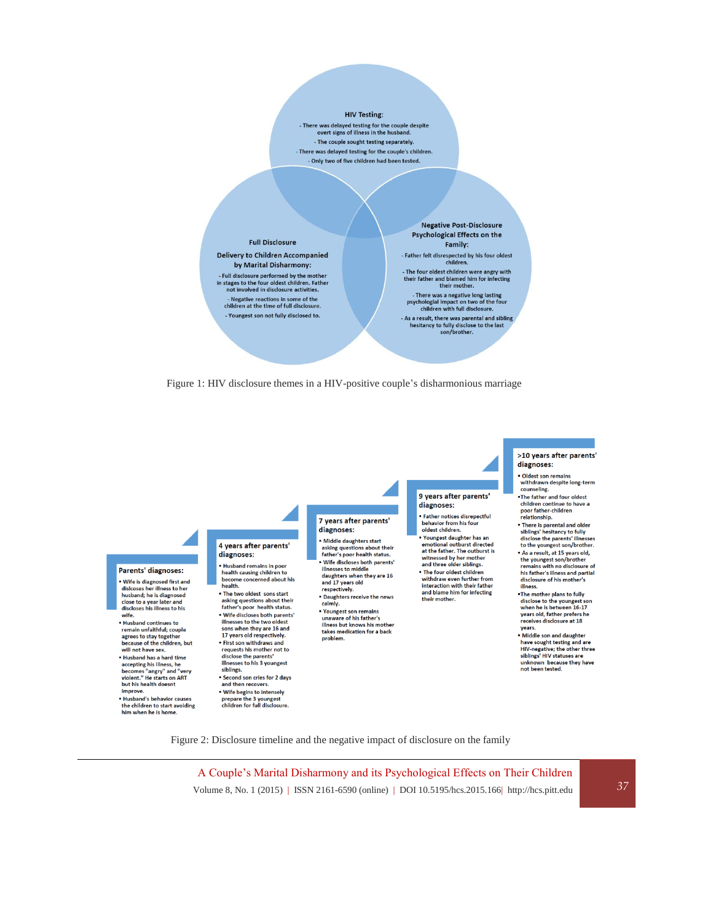**HIV Testing:**

- There was delayed testing for the couple despite overt signs of illness in the husband.
- The couple sought testing separately.
- There was delayed testing for the couple's children.
- Only two of five children had been tested.

**Full Disclosure Delivery to Children Accompanied by Marital Disharmony:**

- Full disclosure performed by the mother in stages to the four oldest children. Father not involved in disclosure activities.
- Negative reactions in some of the children at the time of full disclosure.
- Youngest son not fully disclosed to.

**Negative Post-Disclosure Psychological Effects on the Family:**

- Father felt disrespected by his four oldest children.
- The four oldest children were angry with their father and blamed him for infecting their mother.
- There was a negative long lasting psychologial impact on two of the four children with full disclosure.
- As a result, there was parental and sibling hesitancy to fully disclose to the last son/brother.

Figure 1: HIV disclosure themes in a HIV-positive couple's disharmonious marriage

**Parents' diagnoses:**

- Wife is diagnosed first and discloses her illness to her husband; he is diagnosed close to a year later and discloses his illness to his wife.
- Husband continues to remain unfaithful; couple agrees to stay together because of the children, but will not have sex.
- Husband has a hard time accepting his illness, he becomes "angry" and "very violent." He starts on ART but his health doesnt improve.
- Husband's behavior causes the children to start avoiding him when he is home.

**4 years after parents' diagnoses:**

- Husband remains in poor health causing children to become concerned about his health.
- The two oldest sons start asking questions about their father's poor health status.
- Wife discloses both parents' illnesses to the two oldest sons when they are 16 and 17 years old respectively.
- First son withdraws and requests his mother not to disclose the parents' illnesses to his 3 youngest siblings.
- Second son cries for 2 days and then recovers.
- Wife begins to intensely prepare the 3 youngest children for full disclosure.

**7 years after parents' diagnoses:**

- Middle daughters start asking questions about their father's poor health status.
- Wife discloses both parents' illnesses to middle daughters when they are 16 and 17 years old respectively.
- Daughters receive the news calmly.
- Youngest son remains unaware of his father's illness but knows his mother takes medication for a back problem.

**9 years after parents' diagnoses:**

- Father notices disrepectful behavior from his four oldest children.
- Youngest daughter has an emotional outburst directed at the father. The outburst is witnessed by her mother and three older siblings.
- The four oldest children withdraw even further from interaction with their father and blame him for infecting their mother.

**>10 years after parents' diagnoses:**

- Oldest son remains withdrawn despite long-term counseling.
- The father and four oldest children continue to have a poor father-children relationship.
- There is parental and older siblings' hesitancy to fully disclose the parents' illnesses to the youngest son/brother.
- As a result, at 15 years old, the youngest son/brother remains with no disclosure of his father's illness and partial disclosure of his mother's illness.
- The mother plans to fully disclose to the youngest son when he is between 16-17 years old, father prefers he receives disclosure at 18 years.
- Middle son and daughter have sought testing and are HIV-negative; the other three siblings' HIV statuses are unknown because they have not been tested.

Figure 2: Disclosure timeline and the negative impact of disclosure on the family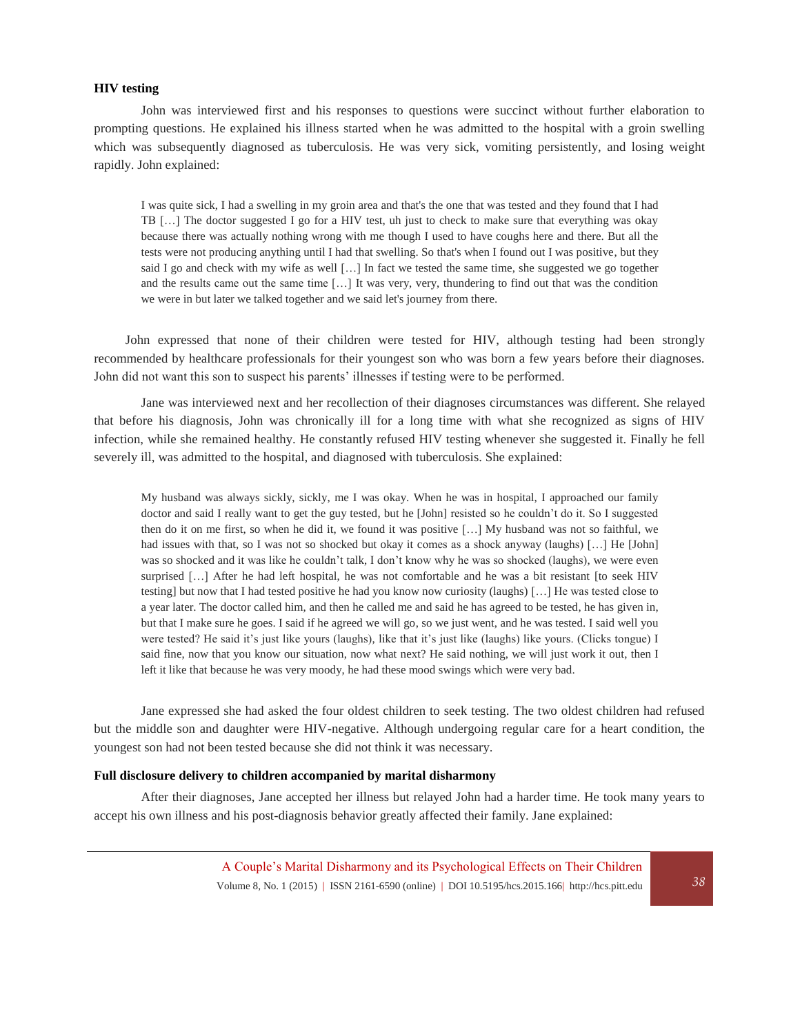### HIV testing

John was interviewed first and his responses to questions were succinct without further elaboration to prompting questions. He explained his illness started when he was admitted to the hospital with a groin swelling which was subsequently diagnosed as tuberculosis. He was very sick, vomiting persistently, and losing weight rapidly. John explained:

> I was quite sick, I had a swelling in my groin area and that's the one that was tested and they found that I had TB […] The doctor suggested I go for a HIV test, uh just to check to make sure that everything was okay because there was actually nothing wrong with me though I used to have coughs here and there. But all the tests were not producing anything until I had that swelling. So that's when I found out I was positive, but they said I go and check with my wife as well […] In fact we tested the same time, she suggested we go together and the results came out the same time […] It was very, very, thundering to find out that was the condition we were in but later we talked together and we said let's journey from there.

John expressed that none of their children were tested for HIV, although testing had been strongly recommended by healthcare professionals for their youngest son who was born a few years before their diagnoses. John did not want this son to suspect his parents' illnesses if testing were to be performed.

Jane was interviewed next and her recollection of their diagnoses circumstances was different. She relayed that before his diagnosis, John was chronically ill for a long time with what she recognized as signs of HIV infection, while she remained healthy. He constantly refused HIV testing whenever she suggested it. Finally he fell severely ill, was admitted to the hospital, and diagnosed with tuberculosis. She explained:

> My husband was always sickly, sickly, me I was okay. When he was in hospital, I approached our family doctor and said I really want to get the guy tested, but he [John] resisted so he couldn't do it. So I suggested then do it on me first, so when he did it, we found it was positive […] My husband was not so faithful, we had issues with that, so I was not so shocked but okay it comes as a shock anyway (laughs) […] He [John] was so shocked and it was like he couldn't talk, I don't know why he was so shocked (laughs), we were even surprised […] After he had left hospital, he was not comfortable and he was a bit resistant [to seek HIV testing] but now that I had tested positive he had you know now curiosity (laughs) […] He was tested close to a year later. The doctor called him, and then he called me and said he has agreed to be tested, he has given in, but that I make sure he goes. I said if he agreed we will go, so we just went, and he was tested. I said well you were tested? He said it's just like yours (laughs), like that it's just like (laughs) like yours. (Clicks tongue) I said fine, now that you know our situation, now what next? He said nothing, we will just work it out, then I left it like that because he was very moody, he had these mood swings which were very bad.

Jane expressed she had asked the four oldest children to seek testing. The two oldest children had refused but the middle son and daughter were HIV-negative. Although undergoing regular care for a heart condition, the youngest son had not been tested because she did not think it was necessary.

### Full disclosure delivery to children accompanied by marital disharmony

After their diagnoses, Jane accepted her illness but relayed John had a harder time. He took many years to accept his own illness and his post-diagnosis behavior greatly affected their family. Jane explained: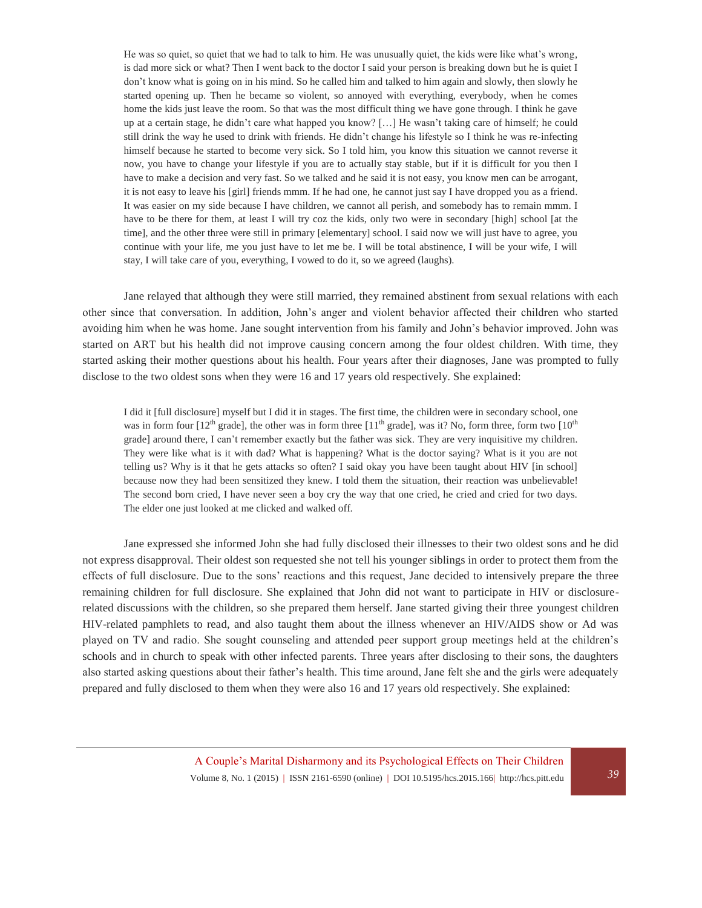> He was so quiet, so quiet that we had to talk to him. He was unusually quiet, the kids were like what's wrong, is dad more sick or what? Then I went back to the doctor I said your person is breaking down but he is quiet I don't know what is going on in his mind. So he called him and talked to him again and slowly, then slowly he started opening up. Then he became so violent, so annoyed with everything, everybody, when he comes home the kids just leave the room. So that was the most difficult thing we have gone through. I think he gave up at a certain stage, he didn't care what happed you know? […] He wasn't taking care of himself; he could still drink the way he used to drink with friends. He didn't change his lifestyle so I think he was re-infecting himself because he started to become very sick. So I told him, you know this situation we cannot reverse it now, you have to change your lifestyle if you are to actually stay stable, but if it is difficult for you then I have to make a decision and very fast. So we talked and he said it is not easy, you know men can be arrogant, it is not easy to leave his [girl] friends mmm. If he had one, he cannot just say I have dropped you as a friend. It was easier on my side because I have children, we cannot all perish, and somebody has to remain mmm. I have to be there for them, at least I will try coz the kids, only two were in secondary [high] school [at the time], and the other three were still in primary [elementary] school. I said now we will just have to agree, you continue with your life, me you just have to let me be. I will be total abstinence, I will be your wife, I will stay, I will take care of you, everything, I vowed to do it, so we agreed (laughs).

Jane relayed that although they were still married, they remained abstinent from sexual relations with each other since that conversation. In addition, John's anger and violent behavior affected their children who started avoiding him when he was home. Jane sought intervention from his family and John's behavior improved. John was started on ART but his health did not improve causing concern among the four oldest children. With time, they started asking their mother questions about his health. Four years after their diagnoses, Jane was prompted to fully disclose to the two oldest sons when they were 16 and 17 years old respectively. She explained:

> I did it [full disclosure] myself but I did it in stages. The first time, the children were in secondary school, one was in form four [12th grade], the other was in form three [11th grade], was it? No, form three, form two [10th grade] around there, I can't remember exactly but the father was sick. They are very inquisitive my children. They were like what is it with dad? What is happening? What is the doctor saying? What is it you are not telling us? Why is it that he gets attacks so often? I said okay you have been taught about HIV [in school] because now they had been sensitized they knew. I told them the situation, their reaction was unbelievable! The second born cried, I have never seen a boy cry the way that one cried, he cried and cried for two days. The elder one just looked at me clicked and walked off.

Jane expressed she informed John she had fully disclosed their illnesses to their two oldest sons and he did not express disapproval. Their oldest son requested she not tell his younger siblings in order to protect them from the effects of full disclosure. Due to the sons' reactions and this request, Jane decided to intensively prepare the three remaining children for full disclosure. She explained that John did not want to participate in HIV or disclosure-related discussions with the children, so she prepared them herself. Jane started giving their three youngest children HIV-related pamphlets to read, and also taught them about the illness whenever an HIV/AIDS show or Ad was played on TV and radio. She sought counseling and attended peer support group meetings held at the children's schools and in church to speak with other infected parents. Three years after disclosing to their sons, the daughters also started asking questions about their father's health. This time around, Jane felt she and the girls were adequately prepared and fully disclosed to them when they were also 16 and 17 years old respectively. She explained: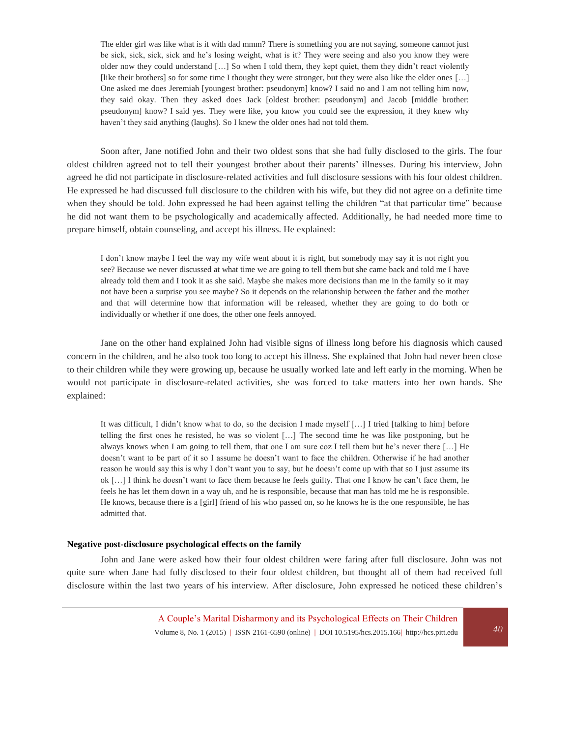> The elder girl was like what is it with dad mmm? There is something you are not saying, someone cannot just be sick, sick, sick, sick and he's losing weight, what is it? They were seeing and also you know they were older now they could understand […] So when I told them, they kept quiet, them they didn't react violently [like their brothers] so for some time I thought they were stronger, but they were also like the elder ones […] One asked me does Jeremiah [youngest brother: pseudonym] know? I said no and I am not telling him now, they said okay. Then they asked does Jack [oldest brother: pseudonym] and Jacob [middle brother: pseudonym] know? I said yes. They were like, you know you could see the expression, if they knew why haven't they said anything (laughs). So I knew the older ones had not told them.

Soon after, Jane notified John and their two oldest sons that she had fully disclosed to the girls. The four oldest children agreed not to tell their youngest brother about their parents' illnesses. During his interview, John agreed he did not participate in disclosure-related activities and full disclosure sessions with his four oldest children. He expressed he had discussed full disclosure to the children with his wife, but they did not agree on a definite time when they should be told. John expressed he had been against telling the children "at that particular time" because he did not want them to be psychologically and academically affected. Additionally, he had needed more time to prepare himself, obtain counseling, and accept his illness. He explained:

> I don't know maybe I feel the way my wife went about it is right, but somebody may say it is not right you see? Because we never discussed at what time we are going to tell them but she came back and told me I have already told them and I took it as she said. Maybe she makes more decisions than me in the family so it may not have been a surprise you see maybe? So it depends on the relationship between the father and the mother and that will determine how that information will be released, whether they are going to do both or individually or whether if one does, the other one feels annoyed.

Jane on the other hand explained John had visible signs of illness long before his diagnosis which caused concern in the children, and he also took too long to accept his illness. She explained that John had never been close to their children while they were growing up, because he usually worked late and left early in the morning. When he would not participate in disclosure-related activities, she was forced to take matters into her own hands. She explained:

> It was difficult, I didn't know what to do, so the decision I made myself […] I tried [talking to him] before telling the first ones he resisted, he was so violent […] The second time he was like postponing, but he always knows when I am going to tell them, that one I am sure coz I tell them but he's never there […] He doesn't want to be part of it so I assume he doesn't want to face the children. Otherwise if he had another reason he would say this is why I don't want you to say, but he doesn't come up with that so I just assume its ok […] I think he doesn't want to face them because he feels guilty. That one I know he can't face them, he feels he has let them down in a way uh, and he is responsible, because that man has told me he is responsible. He knows, because there is a [girl] friend of his who passed on, so he knows he is the one responsible, he has admitted that.

**Negative post-disclosure psychological effects on the family**

John and Jane were asked how their four oldest children were faring after full disclosure. John was not quite sure when Jane had fully disclosed to their four oldest children, but thought all of them had received full disclosure within the last two years of his interview. After disclosure, John expressed he noticed these children's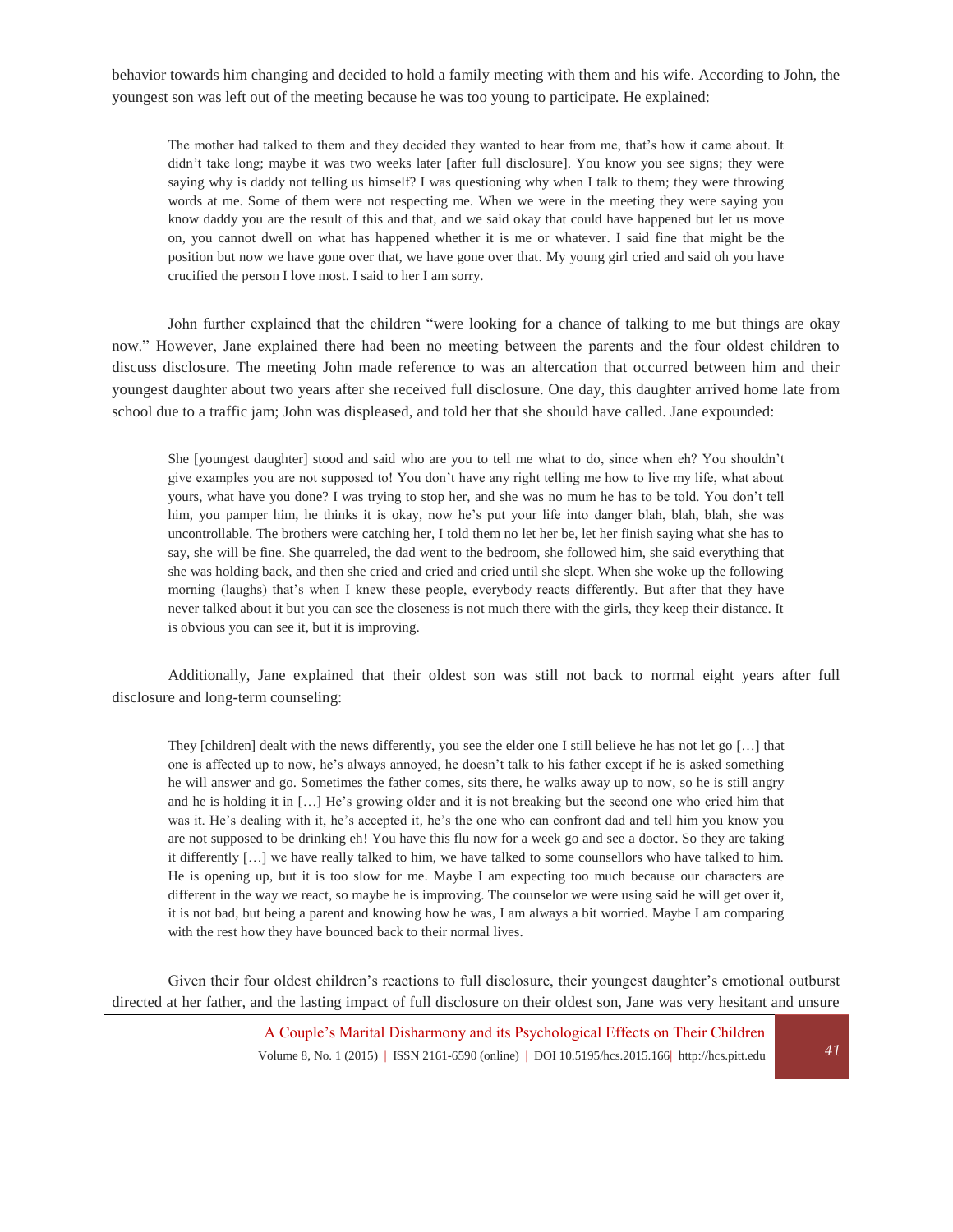behavior towards him changing and decided to hold a family meeting with them and his wife. According to John, the youngest son was left out of the meeting because he was too young to participate. He explained:

> The mother had talked to them and they decided they wanted to hear from me, that's how it came about. It didn't take long; maybe it was two weeks later [after full disclosure]. You know you see signs; they were saying why is daddy not telling us himself? I was questioning why when I talk to them; they were throwing words at me. Some of them were not respecting me. When we were in the meeting they were saying you know daddy you are the result of this and that, and we said okay that could have happened but let us move on, you cannot dwell on what has happened whether it is me or whatever. I said fine that might be the position but now we have gone over that, we have gone over that. My young girl cried and said oh you have crucified the person I love most. I said to her I am sorry.

John further explained that the children "were looking for a chance of talking to me but things are okay now." However, Jane explained there had been no meeting between the parents and the four oldest children to discuss disclosure. The meeting John made reference to was an altercation that occurred between him and their youngest daughter about two years after she received full disclosure. One day, this daughter arrived home late from school due to a traffic jam; John was displeased, and told her that she should have called. Jane expounded:

> She [youngest daughter] stood and said who are you to tell me what to do, since when eh? You shouldn't give examples you are not supposed to! You don't have any right telling me how to live my life, what about yours, what have you done? I was trying to stop her, and she was no mum he has to be told. You don't tell him, you pamper him, he thinks it is okay, now he's put your life into danger blah, blah, blah, she was uncontrollable. The brothers were catching her, I told them no let her be, let her finish saying what she has to say, she will be fine. She quarreled, the dad went to the bedroom, she followed him, she said everything that she was holding back, and then she cried and cried and cried until she slept. When she woke up the following morning (laughs) that's when I knew these people, everybody reacts differently. But after that they have never talked about it but you can see the closeness is not much there with the girls, they keep their distance. It is obvious you can see it, but it is improving.

Additionally, Jane explained that their oldest son was still not back to normal eight years after full disclosure and long-term counseling:

> They [children] dealt with the news differently, you see the elder one I still believe he has not let go […] that one is affected up to now, he's always annoyed, he doesn't talk to his father except if he is asked something he will answer and go. Sometimes the father comes, sits there, he walks away up to now, so he is still angry and he is holding it in […] He's growing older and it is not breaking but the second one who cried him that was it. He's dealing with it, he's accepted it, he's the one who can confront dad and tell him you know you are not supposed to be drinking eh! You have this flu now for a week go and see a doctor. So they are taking it differently […] we have really talked to him, we have talked to some counsellors who have talked to him. He is opening up, but it is too slow for me. Maybe I am expecting too much because our characters are different in the way we react, so maybe he is improving. The counselor we were using said he will get over it, it is not bad, but being a parent and knowing how he was, I am always a bit worried. Maybe I am comparing with the rest how they have bounced back to their normal lives.

Given their four oldest children's reactions to full disclosure, their youngest daughter's emotional outburst directed at her father, and the lasting impact of full disclosure on their oldest son, Jane was very hesitant and unsure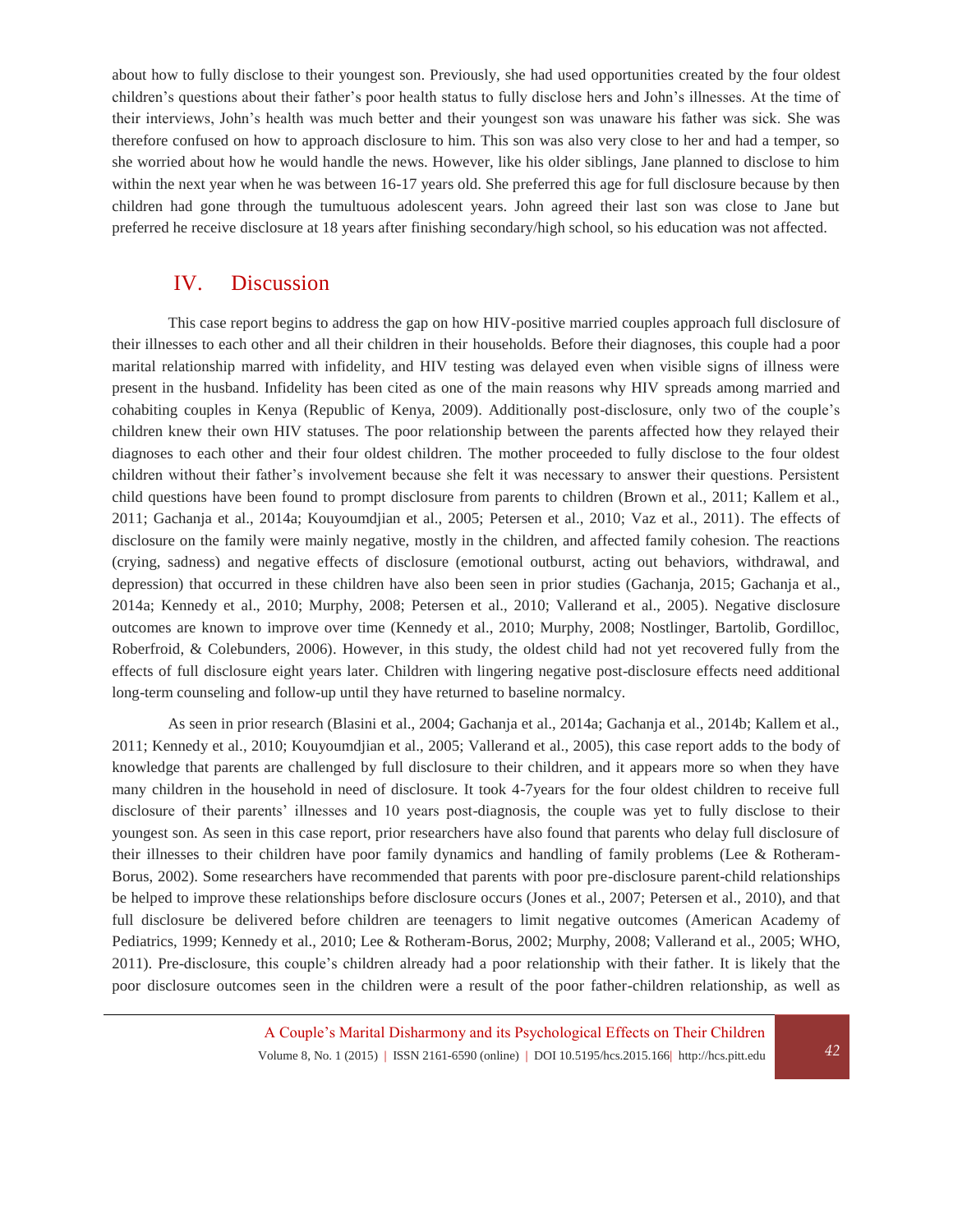about how to fully disclose to their youngest son. Previously, she had used opportunities created by the four oldest children's questions about their father's poor health status to fully disclose hers and John's illnesses. At the time of their interviews, John's health was much better and their youngest son was unaware his father was sick. She was therefore confused on how to approach disclosure to him. This son was also very close to her and had a temper, so she worried about how he would handle the news. However, like his older siblings, Jane planned to disclose to him within the next year when he was between 16-17 years old. She preferred this age for full disclosure because by then children had gone through the tumultuous adolescent years. John agreed their last son was close to Jane but preferred he receive disclosure at 18 years after finishing secondary/high school, so his education was not affected.

## IV. Discussion

This case report begins to address the gap on how HIV-positive married couples approach full disclosure of their illnesses to each other and all their children in their households. Before their diagnoses, this couple had a poor marital relationship marred with infidelity, and HIV testing was delayed even when visible signs of illness were present in the husband. Infidelity has been cited as one of the main reasons why HIV spreads among married and cohabiting couples in Kenya (Republic of Kenya, 2009). Additionally post-disclosure, only two of the couple's children knew their own HIV statuses. The poor relationship between the parents affected how they relayed their diagnoses to each other and their four oldest children. The mother proceeded to fully disclose to the four oldest children without their father's involvement because she felt it was necessary to answer their questions. Persistent child questions have been found to prompt disclosure from parents to children (Brown et al., 2011; Kallem et al., 2011; Gachanja et al., 2014a; Kouyoumdjian et al., 2005; Petersen et al., 2010; Vaz et al., 2011). The effects of disclosure on the family were mainly negative, mostly in the children, and affected family cohesion. The reactions (crying, sadness) and negative effects of disclosure (emotional outburst, acting out behaviors, withdrawal, and depression) that occurred in these children have also been seen in prior studies (Gachanja, 2015; Gachanja et al., 2014a; Kennedy et al., 2010; Murphy, 2008; Petersen et al., 2010; Vallerand et al., 2005). Negative disclosure outcomes are known to improve over time (Kennedy et al., 2010; Murphy, 2008; Nostlinger, Bartolib, Gordilloc, Roberfroid, & Colebunders, 2006). However, in this study, the oldest child had not yet recovered fully from the effects of full disclosure eight years later. Children with lingering negative post-disclosure effects need additional long-term counseling and follow-up until they have returned to baseline normalcy.

As seen in prior research (Blasini et al., 2004; Gachanja et al., 2014a; Gachanja et al., 2014b; Kallem et al., 2011; Kennedy et al., 2010; Kouyoumdjian et al., 2005; Vallerand et al., 2005), this case report adds to the body of knowledge that parents are challenged by full disclosure to their children, and it appears more so when they have many children in the household in need of disclosure. It took 4-7years for the four oldest children to receive full disclosure of their parents' illnesses and 10 years post-diagnosis, the couple was yet to fully disclose to their youngest son. As seen in this case report, prior researchers have also found that parents who delay full disclosure of their illnesses to their children have poor family dynamics and handling of family problems (Lee & Rotheram-Borus, 2002). Some researchers have recommended that parents with poor pre-disclosure parent-child relationships be helped to improve these relationships before disclosure occurs (Jones et al., 2007; Petersen et al., 2010), and that full disclosure be delivered before children are teenagers to limit negative outcomes (American Academy of Pediatrics, 1999; Kennedy et al., 2010; Lee & Rotheram-Borus, 2002; Murphy, 2008; Vallerand et al., 2005; WHO, 2011). Pre-disclosure, this couple's children already had a poor relationship with their father. It is likely that the poor disclosure outcomes seen in the children were a result of the poor father-children relationship, as well as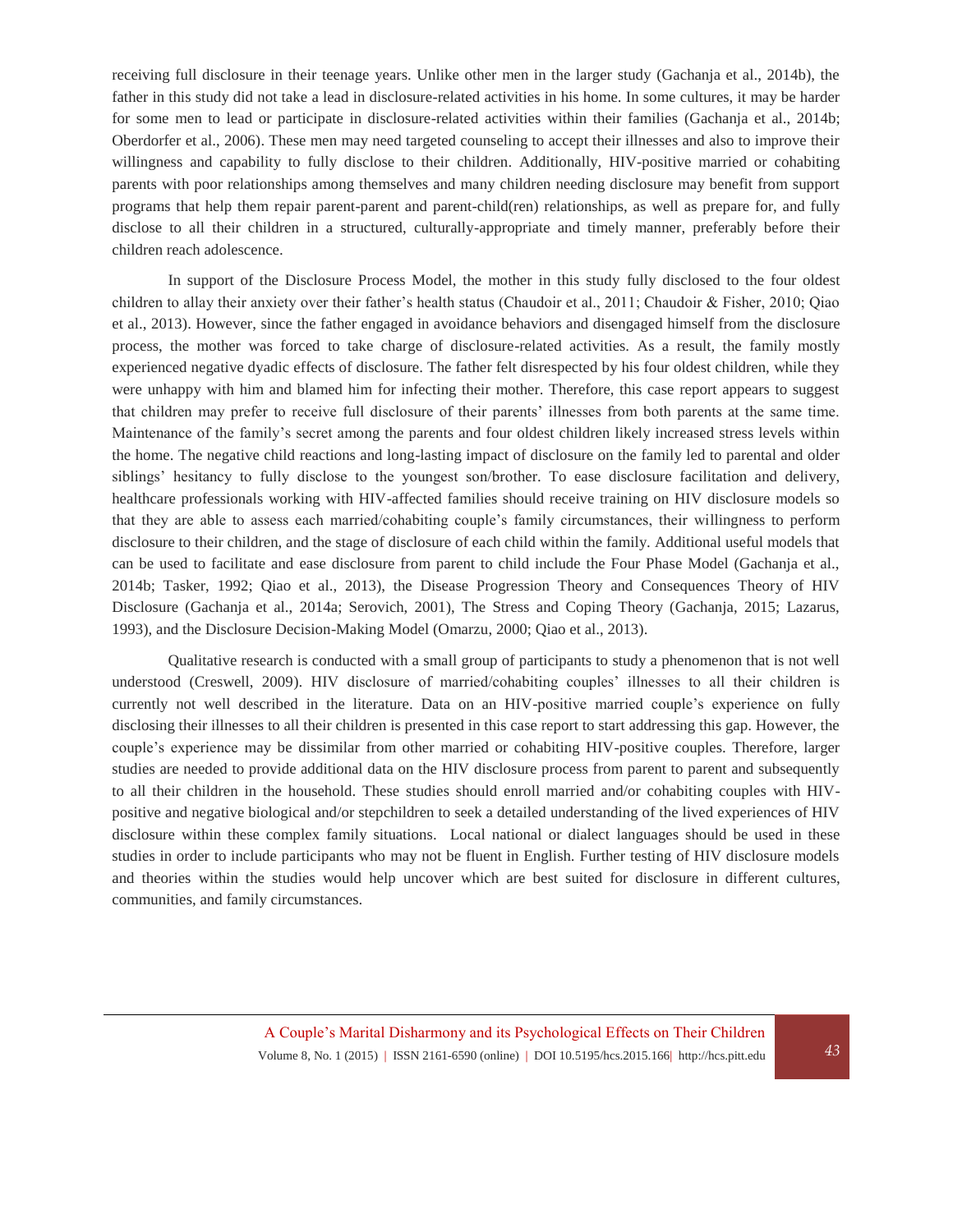receiving full disclosure in their teenage years. Unlike other men in the larger study (Gachanja et al., 2014b), the father in this study did not take a lead in disclosure-related activities in his home. In some cultures, it may be harder for some men to lead or participate in disclosure-related activities within their families (Gachanja et al., 2014b; Oberdorfer et al., 2006). These men may need targeted counseling to accept their illnesses and also to improve their willingness and capability to fully disclose to their children. Additionally, HIV-positive married or cohabiting parents with poor relationships among themselves and many children needing disclosure may benefit from support programs that help them repair parent-parent and parent-child(ren) relationships, as well as prepare for, and fully disclose to all their children in a structured, culturally-appropriate and timely manner, preferably before their children reach adolescence.

In support of the Disclosure Process Model, the mother in this study fully disclosed to the four oldest children to allay their anxiety over their father's health status (Chaudoir et al., 2011; Chaudoir & Fisher, 2010; Qiao et al., 2013). However, since the father engaged in avoidance behaviors and disengaged himself from the disclosure process, the mother was forced to take charge of disclosure-related activities. As a result, the family mostly experienced negative dyadic effects of disclosure. The father felt disrespected by his four oldest children, while they were unhappy with him and blamed him for infecting their mother. Therefore, this case report appears to suggest that children may prefer to receive full disclosure of their parents' illnesses from both parents at the same time. Maintenance of the family's secret among the parents and four oldest children likely increased stress levels within the home. The negative child reactions and long-lasting impact of disclosure on the family led to parental and older siblings' hesitancy to fully disclose to the youngest son/brother. To ease disclosure facilitation and delivery, healthcare professionals working with HIV-affected families should receive training on HIV disclosure models so that they are able to assess each married/cohabiting couple's family circumstances, their willingness to perform disclosure to their children, and the stage of disclosure of each child within the family. Additional useful models that can be used to facilitate and ease disclosure from parent to child include the Four Phase Model (Gachanja et al., 2014b; Tasker, 1992; Qiao et al., 2013), the Disease Progression Theory and Consequences Theory of HIV Disclosure (Gachanja et al., 2014a; Serovich, 2001), The Stress and Coping Theory (Gachanja, 2015; Lazarus, 1993), and the Disclosure Decision-Making Model (Omarzu, 2000; Qiao et al., 2013).

Qualitative research is conducted with a small group of participants to study a phenomenon that is not well understood (Creswell, 2009). HIV disclosure of married/cohabiting couples' illnesses to all their children is currently not well described in the literature. Data on an HIV-positive married couple's experience on fully disclosing their illnesses to all their children is presented in this case report to start addressing this gap. However, the couple's experience may be dissimilar from other married or cohabiting HIV-positive couples. Therefore, larger studies are needed to provide additional data on the HIV disclosure process from parent to parent and subsequently to all their children in the household. These studies should enroll married and/or cohabiting couples with HIV-positive and negative biological and/or stepchildren to seek a detailed understanding of the lived experiences of HIV disclosure within these complex family situations. Local national or dialect languages should be used in these studies in order to include participants who may not be fluent in English. Further testing of HIV disclosure models and theories within the studies would help uncover which are best suited for disclosure in different cultures, communities, and family circumstances.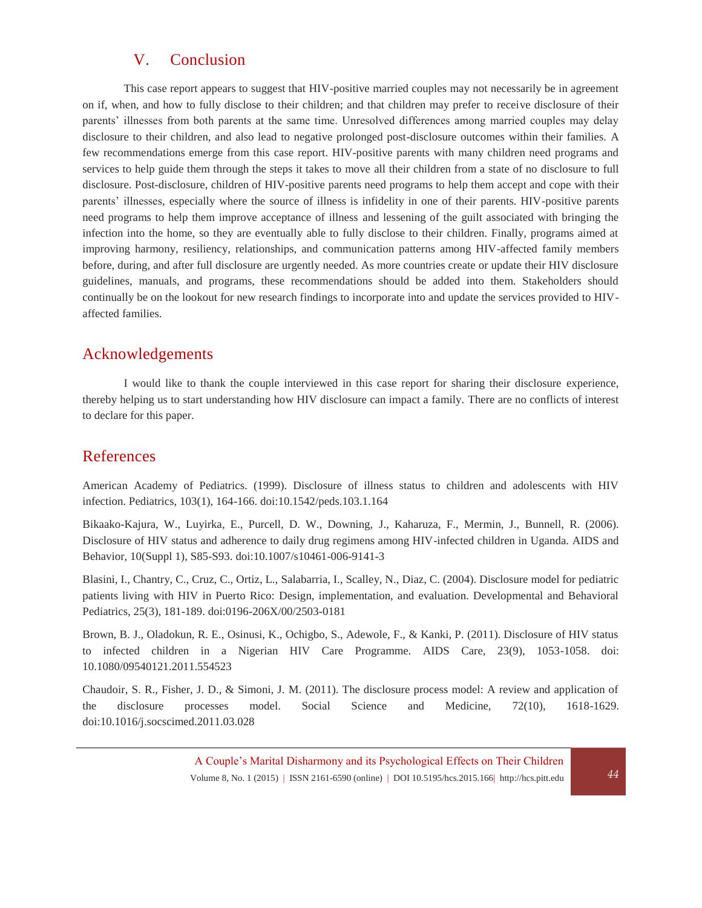## V. Conclusion

This case report appears to suggest that HIV-positive married couples may not necessarily be in agreement on if, when, and how to fully disclose to their children; and that children may prefer to receive disclosure of their parents' illnesses from both parents at the same time. Unresolved differences among married couples may delay disclosure to their children, and also lead to negative prolonged post-disclosure outcomes within their families. A few recommendations emerge from this case report. HIV-positive parents with many children need programs and services to help guide them through the steps it takes to move all their children from a state of no disclosure to full disclosure. Post-disclosure, children of HIV-positive parents need programs to help them accept and cope with their parents' illnesses, especially where the source of illness is infidelity in one of their parents. HIV-positive parents need programs to help them improve acceptance of illness and lessening of the guilt associated with bringing the infection into the home, so they are eventually able to fully disclose to their children. Finally, programs aimed at improving harmony, resiliency, relationships, and communication patterns among HIV-affected family members before, during, and after full disclosure are urgently needed. As more countries create or update their HIV disclosure guidelines, manuals, and programs, these recommendations should be added into them. Stakeholders should continually be on the lookout for new research findings to incorporate into and update the services provided to HIV-affected families.

## Acknowledgements

I would like to thank the couple interviewed in this case report for sharing their disclosure experience, thereby helping us to start understanding how HIV disclosure can impact a family. There are no conflicts of interest to declare for this paper.

## References

American Academy of Pediatrics. (1999). Disclosure of illness status to children and adolescents with HIV infection. Pediatrics, 103(1), 164-166. doi:10.1542/peds.103.1.164

Bikaako-Kajura, W., Luyirka, E., Purcell, D. W., Downing, J., Kaharuza, F., Mermin, J., Bunnell, R. (2006). Disclosure of HIV status and adherence to daily drug regimens among HIV-infected children in Uganda. AIDS and Behavior, 10(Suppl 1), S85-S93. doi:10.1007/s10461-006-9141-3

Blasini, I., Chantry, C., Cruz, C., Ortiz, L., Salabarria, I., Scalley, N., Diaz, C. (2004). Disclosure model for pediatric patients living with HIV in Puerto Rico: Design, implementation, and evaluation. Developmental and Behavioral Pediatrics, 25(3), 181-189. doi:0196-206X/00/2503-0181

Brown, B. J., Oladokun, R. E., Osinusi, K., Ochigbo, S., Adewole, F., & Kanki, P. (2011). Disclosure of HIV status to infected children in a Nigerian HIV Care Programme. AIDS Care, 23(9), 1053-1058. doi: 10.1080/09540121.2011.554523

Chaudoir, S. R., Fisher, J. D., & Simoni, J. M. (2011). The disclosure process model: A review and application of the disclosure processes model. Social Science and Medicine, 72(10), 1618-1629. doi:10.1016/j.socscimed.2011.03.028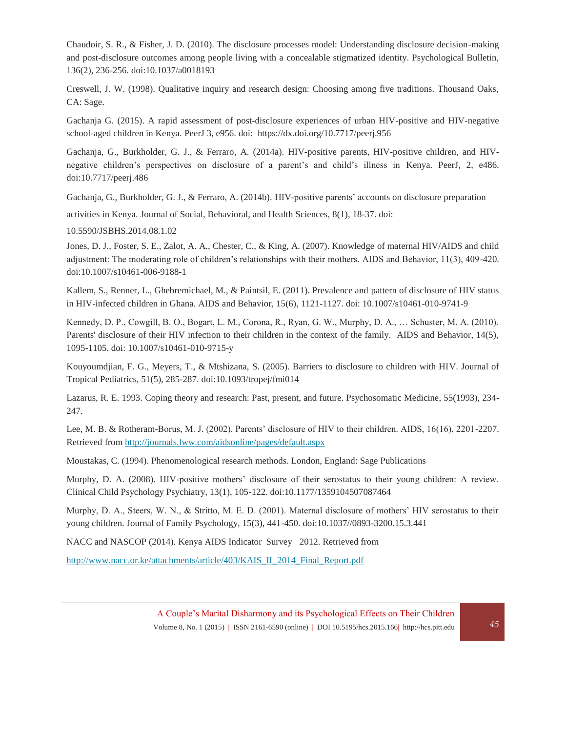Chaudoir, S. R., & Fisher, J. D. (2010). The disclosure processes model: Understanding disclosure decision-making and post-disclosure outcomes among people living with a concealable stigmatized identity. Psychological Bulletin, 136(2), 236-256. doi:10.1037/a0018193

Creswell, J. W. (1998). Qualitative inquiry and research design: Choosing among five traditions. Thousand Oaks, CA: Sage.

Gachanja G. (2015). A rapid assessment of post-disclosure experiences of urban HIV-positive and HIV-negative school-aged children in Kenya. PeerJ 3, e956. doi: https://dx.doi.org/10.7717/peerj.956

Gachanja, G., Burkholder, G. J., & Ferraro, A. (2014a). HIV-positive parents, HIV-positive children, and HIV-negative children's perspectives on disclosure of a parent's and child's illness in Kenya. PeerJ, 2, e486. doi:10.7717/peerj.486

Gachanja, G., Burkholder, G. J., & Ferraro, A. (2014b). HIV-positive parents' accounts on disclosure preparation activities in Kenya. Journal of Social, Behavioral, and Health Sciences, 8(1), 18-37. doi: 10.5590/JSBHS.2014.08.1.02

Jones, D. J., Foster, S. E., Zalot, A. A., Chester, C., & King, A. (2007). Knowledge of maternal HIV/AIDS and child adjustment: The moderating role of children's relationships with their mothers. AIDS and Behavior, 11(3), 409-420. doi:10.1007/s10461-006-9188-1

Kallem, S., Renner, L., Ghebremichael, M., & Paintsil, E. (2011). Prevalence and pattern of disclosure of HIV status in HIV-infected children in Ghana. AIDS and Behavior, 15(6), 1121-1127. doi: 10.1007/s10461-010-9741-9

Kennedy, D. P., Cowgill, B. O., Bogart, L. M., Corona, R., Ryan, G. W., Murphy, D. A., … Schuster, M. A. (2010). Parents' disclosure of their HIV infection to their children in the context of the family. AIDS and Behavior, 14(5), 1095-1105. doi: 10.1007/s10461-010-9715-y

Kouyoumdjian, F. G., Meyers, T., & Mtshizana, S. (2005). Barriers to disclosure to children with HIV. Journal of Tropical Pediatrics, 51(5), 285-287. doi:10.1093/tropej/fmi014

Lazarus, R. E. 1993. Coping theory and research: Past, present, and future. Psychosomatic Medicine, 55(1993), 234-247.

Lee, M. B. & Rotheram-Borus, M. J. (2002). Parents' disclosure of HIV to their children. AIDS, 16(16), 2201-2207. Retrieved from http://journals.lww.com/aidsonline/pages/default.aspx

Moustakas, C. (1994). Phenomenological research methods. London, England: Sage Publications

Murphy, D. A. (2008). HIV-positive mothers' disclosure of their serostatus to their young children: A review. Clinical Child Psychology Psychiatry, 13(1), 105-122. doi:10.1177/1359104507087464

Murphy, D. A., Steers, W. N., & Stritto, M. E. D. (2001). Maternal disclosure of mothers' HIV serostatus to their young children. Journal of Family Psychology, 15(3), 441-450. doi:10.1037//0893-3200.15.3.441

NACC and NASCOP (2014). Kenya AIDS Indicator Survey 2012. Retrieved from http://www.nacc.or.ke/attachments/article/403/KAIS_II_2014_Final_Report.pdf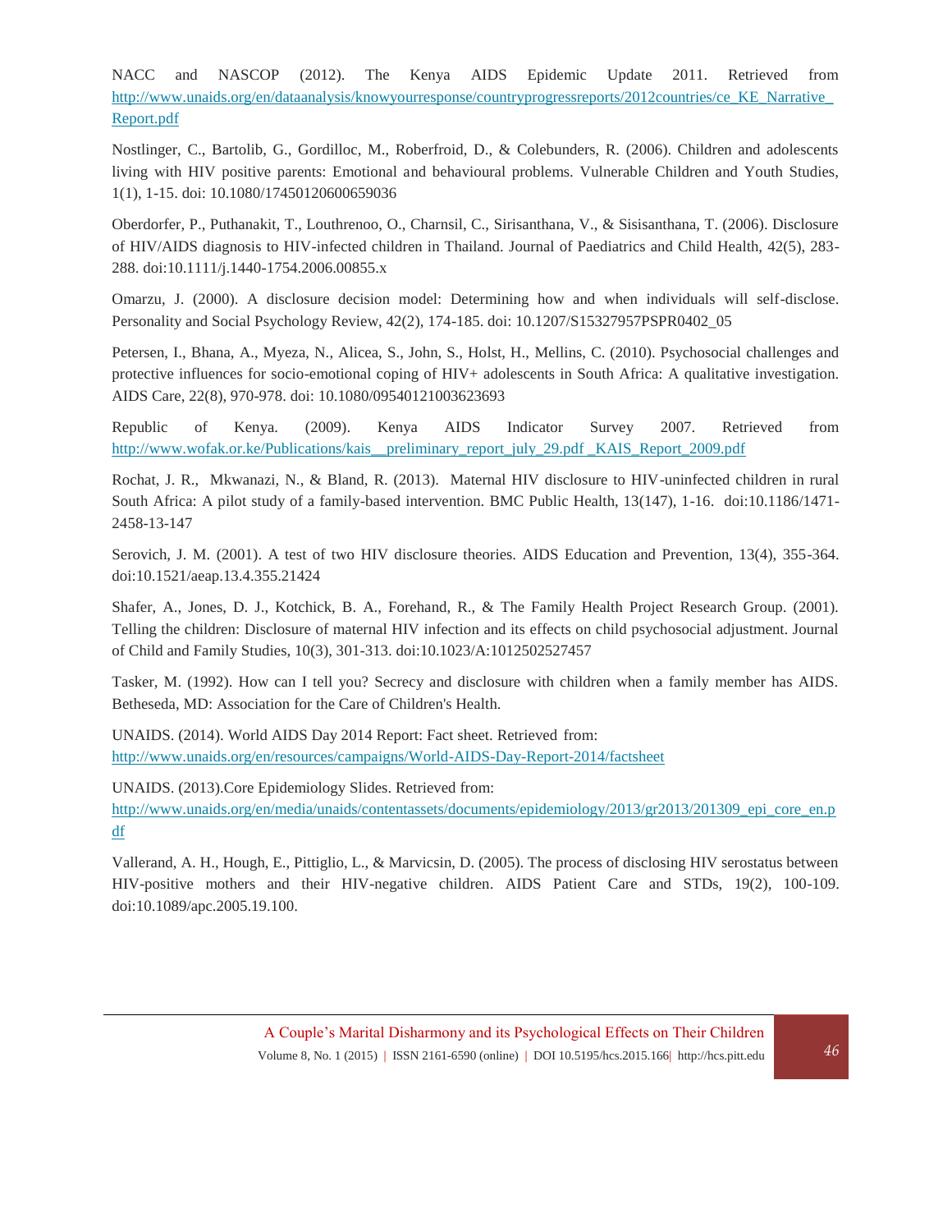NACC and NASCOP (2012). The Kenya AIDS Epidemic Update 2011. Retrieved from http://www.unaids.org/en/dataanalysis/knowyourresponse/countryprogressreports/2012countries/ce_KE_Narrative_Report.pdf

Nostlinger, C., Bartolib, G., Gordilloc, M., Roberfroid, D., & Colebunders, R. (2006). Children and adolescents living with HIV positive parents: Emotional and behavioural problems. Vulnerable Children and Youth Studies, 1(1), 1-15. doi: 10.1080/17450120600659036

Oberdorfer, P., Puthanakit, T., Louthrenoo, O., Charnsil, C., Sirisanthana, V., & Sisisanthana, T. (2006). Disclosure of HIV/AIDS diagnosis to HIV-infected children in Thailand. Journal of Paediatrics and Child Health, 42(5), 283-288. doi:10.1111/j.1440-1754.2006.00855.x

Omarzu, J. (2000). A disclosure decision model: Determining how and when individuals will self-disclose. Personality and Social Psychology Review, 42(2), 174-185. doi: 10.1207/S15327957PSPR0402_05

Petersen, I., Bhana, A., Myeza, N., Alicea, S., John, S., Holst, H., Mellins, C. (2010). Psychosocial challenges and protective influences for socio-emotional coping of HIV+ adolescents in South Africa: A qualitative investigation. AIDS Care, 22(8), 970-978. doi: 10.1080/09540121003623693

Republic of Kenya. (2009). Kenya AIDS Indicator Survey 2007. Retrieved from http://www.wofak.or.ke/Publications/kais__preliminary_report_july_29.pdf _KAIS_Report_2009.pdf

Rochat, J. R., Mkwanazi, N., & Bland, R. (2013). Maternal HIV disclosure to HIV-uninfected children in rural South Africa: A pilot study of a family-based intervention. BMC Public Health, 13(147), 1-16. doi:10.1186/1471-2458-13-147

Serovich, J. M. (2001). A test of two HIV disclosure theories. AIDS Education and Prevention, 13(4), 355-364. doi:10.1521/aeap.13.4.355.21424

Shafer, A., Jones, D. J., Kotchick, B. A., Forehand, R., & The Family Health Project Research Group. (2001). Telling the children: Disclosure of maternal HIV infection and its effects on child psychosocial adjustment. Journal of Child and Family Studies, 10(3), 301-313. doi:10.1023/A:1012502527457

Tasker, M. (1992). How can I tell you? Secrecy and disclosure with children when a family member has AIDS. Betheseda, MD: Association for the Care of Children's Health.

UNAIDS. (2014). World AIDS Day 2014 Report: Fact sheet. Retrieved from: http://www.unaids.org/en/resources/campaigns/World-AIDS-Day-Report-2014/factsheet

UNAIDS. (2013).Core Epidemiology Slides. Retrieved from: http://www.unaids.org/en/media/unaids/contentassets/documents/epidemiology/2013/gr2013/201309_epi_core_en.pdf

Vallerand, A. H., Hough, E., Pittiglio, L., & Marvicsin, D. (2005). The process of disclosing HIV serostatus between HIV-positive mothers and their HIV-negative children. AIDS Patient Care and STDs, 19(2), 100-109. doi:10.1089/apc.2005.19.100.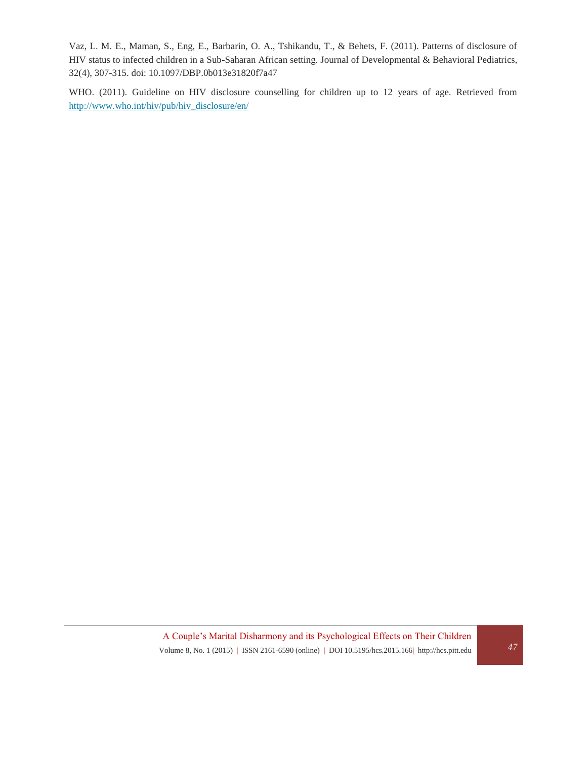Vaz, L. M. E., Maman, S., Eng, E., Barbarin, O. A., Tshikandu, T., & Behets, F. (2011). Patterns of disclosure of HIV status to infected children in a Sub-Saharan African setting. Journal of Developmental & Behavioral Pediatrics, 32(4), 307-315. doi: 10.1097/DBP.0b013e31820f7a47

WHO. (2011). Guideline on HIV disclosure counselling for children up to 12 years of age. Retrieved from http://www.who.int/hiv/pub/hiv_disclosure/en/